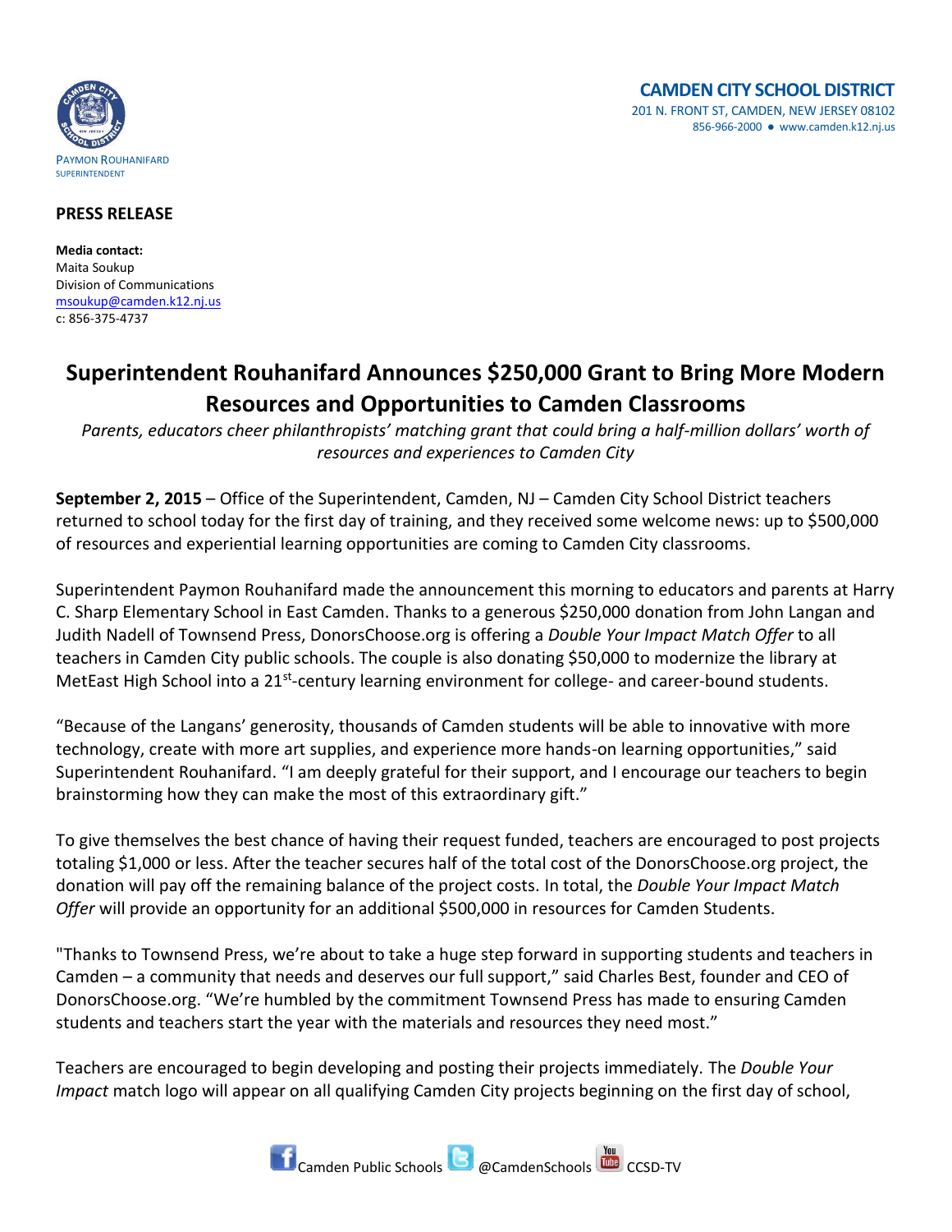PAYMON ROUHANIFARD
SUPERINTENDENT

**CAMDEN CITY SCHOOL DISTRICT**
201 N. FRONT ST, CAMDEN, NEW JERSEY 08102
856-966-2000 ● www.camden.k12.nj.us

**PRESS RELEASE**

**Media contact:**
Maita Soukup
Division of Communications
msoukup@camden.k12.nj.us
c: 856-375-4737

# Superintendent Rouhanifard Announces $250,000 Grant to Bring More Modern Resources and Opportunities to Camden Classrooms

*Parents, educators cheer philanthropists' matching grant that could bring a half-million dollars' worth of resources and experiences to Camden City*

**September 2, 2015** – Office of the Superintendent, Camden, NJ – Camden City School District teachers returned to school today for the first day of training, and they received some welcome news: up to $500,000 of resources and experiential learning opportunities are coming to Camden City classrooms.

Superintendent Paymon Rouhanifard made the announcement this morning to educators and parents at Harry C. Sharp Elementary School in East Camden. Thanks to a generous $250,000 donation from John Langan and Judith Nadell of Townsend Press, DonorsChoose.org is offering a *Double Your Impact Match Offer* to all teachers in Camden City public schools. The couple is also donating $50,000 to modernize the library at MetEast High School into a 21st-century learning environment for college- and career-bound students.

"Because of the Langans' generosity, thousands of Camden students will be able to innovative with more technology, create with more art supplies, and experience more hands-on learning opportunities," said Superintendent Rouhanifard. "I am deeply grateful for their support, and I encourage our teachers to begin brainstorming how they can make the most of this extraordinary gift."

To give themselves the best chance of having their request funded, teachers are encouraged to post projects totaling $1,000 or less. After the teacher secures half of the total cost of the DonorsChoose.org project, the donation will pay off the remaining balance of the project costs. In total, the *Double Your Impact Match Offer* will provide an opportunity for an additional $500,000 in resources for Camden Students.

"Thanks to Townsend Press, we're about to take a huge step forward in supporting students and teachers in Camden – a community that needs and deserves our full support," said Charles Best, founder and CEO of DonorsChoose.org. "We're humbled by the commitment Townsend Press has made to ensuring Camden students and teachers start the year with the materials and resources they need most."

Teachers are encouraged to begin developing and posting their projects immediately. The *Double Your Impact* match logo will appear on all qualifying Camden City projects beginning on the first day of school,

Camden Public Schools @CamdenSchools CCSD-TV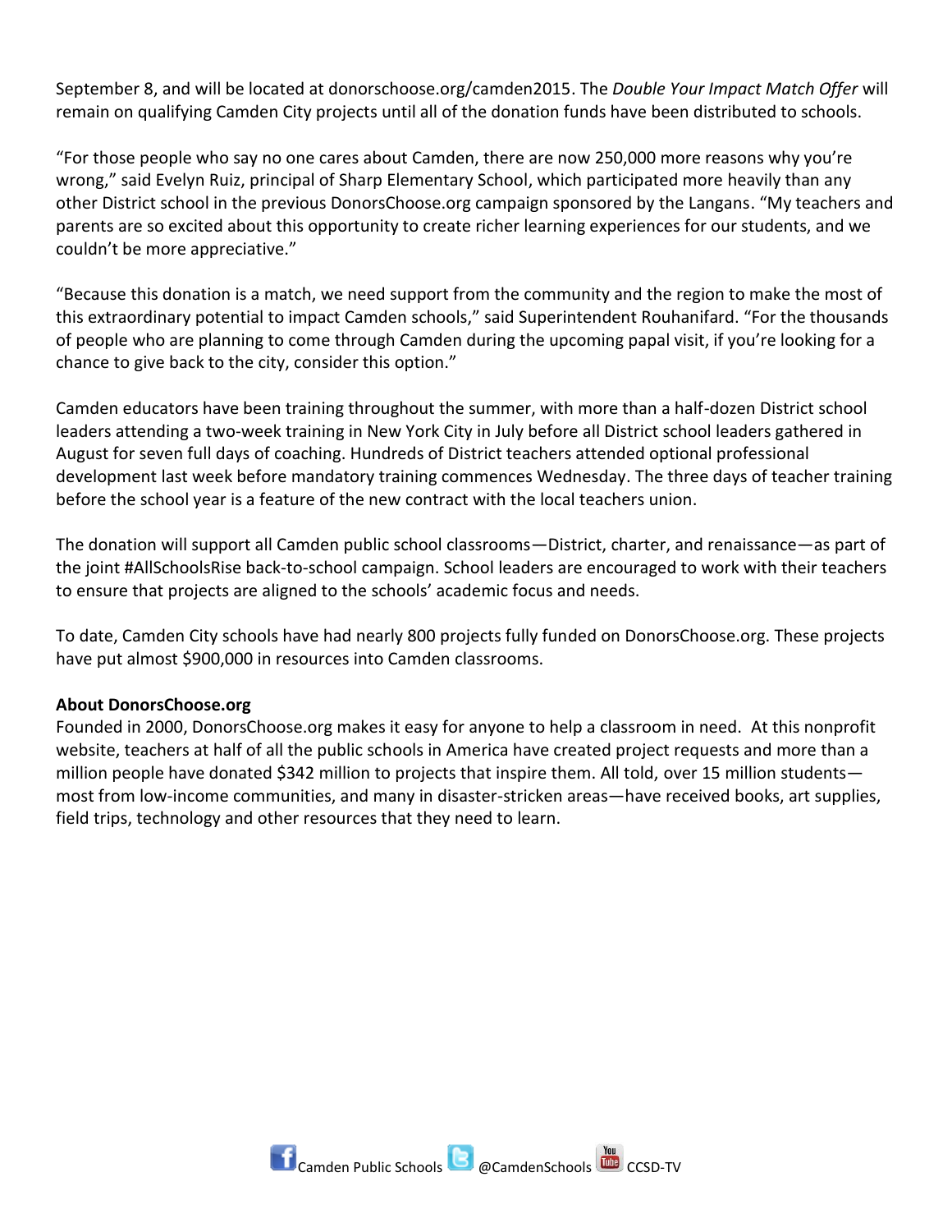September 8, and will be located at donorschoose.org/camden2015. The *Double Your Impact Match Offer* will remain on qualifying Camden City projects until all of the donation funds have been distributed to schools.

"For those people who say no one cares about Camden, there are now 250,000 more reasons why you're wrong," said Evelyn Ruiz, principal of Sharp Elementary School, which participated more heavily than any other District school in the previous DonorsChoose.org campaign sponsored by the Langans. "My teachers and parents are so excited about this opportunity to create richer learning experiences for our students, and we couldn't be more appreciative."

"Because this donation is a match, we need support from the community and the region to make the most of this extraordinary potential to impact Camden schools," said Superintendent Rouhanifard. "For the thousands of people who are planning to come through Camden during the upcoming papal visit, if you're looking for a chance to give back to the city, consider this option."

Camden educators have been training throughout the summer, with more than a half-dozen District school leaders attending a two-week training in New York City in July before all District school leaders gathered in August for seven full days of coaching. Hundreds of District teachers attended optional professional development last week before mandatory training commences Wednesday. The three days of teacher training before the school year is a feature of the new contract with the local teachers union.

The donation will support all Camden public school classrooms—District, charter, and renaissance—as part of the joint #AllSchoolsRise back-to-school campaign. School leaders are encouraged to work with their teachers to ensure that projects are aligned to the schools' academic focus and needs.

To date, Camden City schools have had nearly 800 projects fully funded on DonorsChoose.org. These projects have put almost $900,000 in resources into Camden classrooms.

**About DonorsChoose.org**
Founded in 2000, DonorsChoose.org makes it easy for anyone to help a classroom in need. At this nonprofit website, teachers at half of all the public schools in America have created project requests and more than a million people have donated $342 million to projects that inspire them. All told, over 15 million students—most from low-income communities, and many in disaster-stricken areas—have received books, art supplies, field trips, technology and other resources that they need to learn.

Camden Public Schools @CamdenSchools CCSD-TV